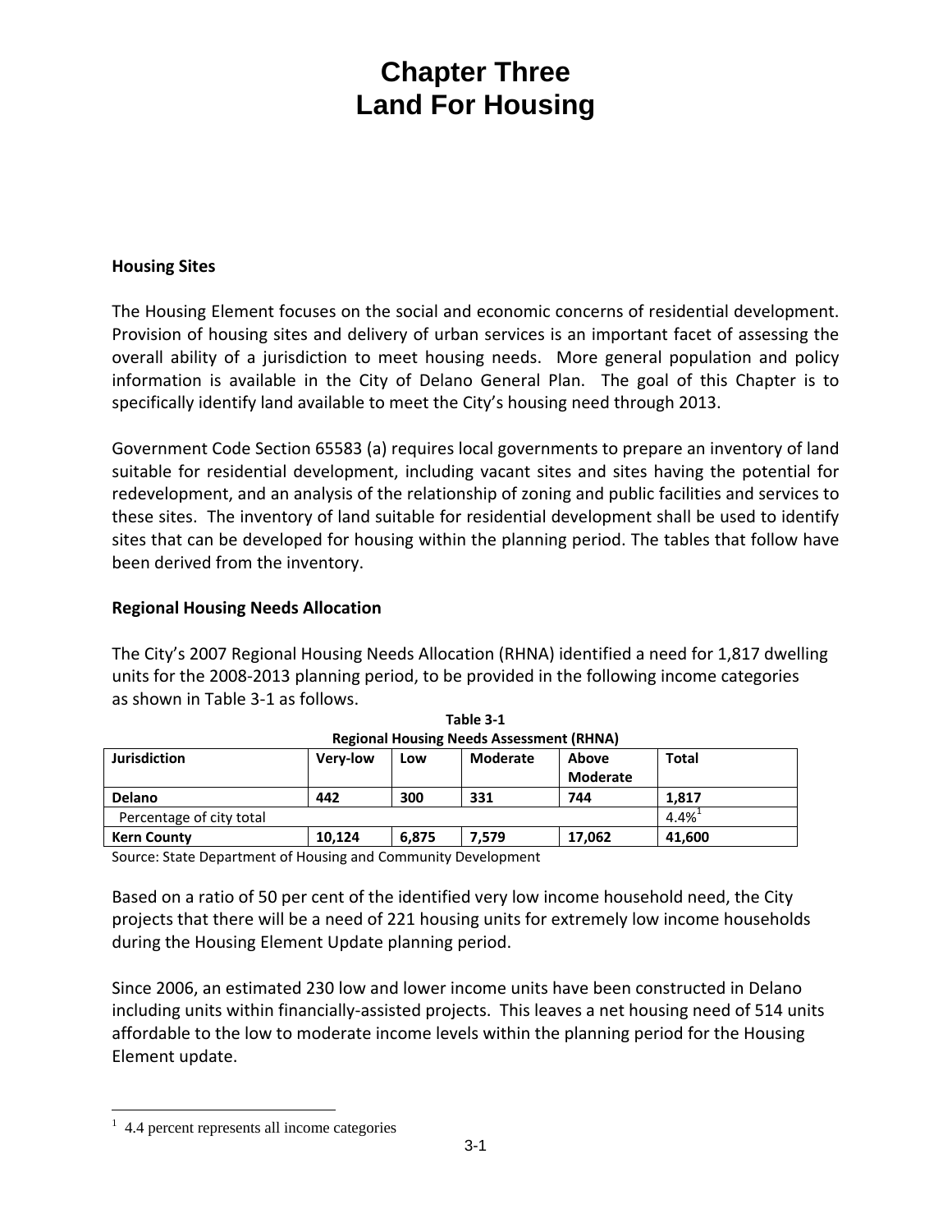# Chapter Three
# Land For Housing

## Housing Sites

The Housing Element focuses on the social and economic concerns of residential development. Provision of housing sites and delivery of urban services is an important facet of assessing the overall ability of a jurisdiction to meet housing needs. More general population and policy information is available in the City of Delano General Plan. The goal of this Chapter is to specifically identify land available to meet the City's housing need through 2013.

Government Code Section 65583 (a) requires local governments to prepare an inventory of land suitable for residential development, including vacant sites and sites having the potential for redevelopment, and an analysis of the relationship of zoning and public facilities and services to these sites. The inventory of land suitable for residential development shall be used to identify sites that can be developed for housing within the planning period. The tables that follow have been derived from the inventory.

## Regional Housing Needs Allocation

The City's 2007 Regional Housing Needs Allocation (RHNA) identified a need for 1,817 dwelling units for the 2008-2013 planning period, to be provided in the following income categories as shown in Table 3-1 as follows.

**Table 3-1**
**Regional Housing Needs Assessment (RHNA)**

| Jurisdiction | Very-low | Low | Moderate | Above Moderate | Total |
|---|---|---|---|---|---|
| **Delano** | **442** | **300** | **331** | **744** | **1,817** |
| Percentage of city total | | | | | 4.4%[1] |
| **Kern County** | **10,124** | **6,875** | **7,579** | **17,062** | **41,600** |

Source: State Department of Housing and Community Development

Based on a ratio of 50 per cent of the identified very low income household need, the City projects that there will be a need of 221 housing units for extremely low income households during the Housing Element Update planning period.

Since 2006, an estimated 230 low and lower income units have been constructed in Delano including units within financially-assisted projects. This leaves a net housing need of 514 units affordable to the low to moderate income levels within the planning period for the Housing Element update.

---

[1] 4.4 percent represents all income categories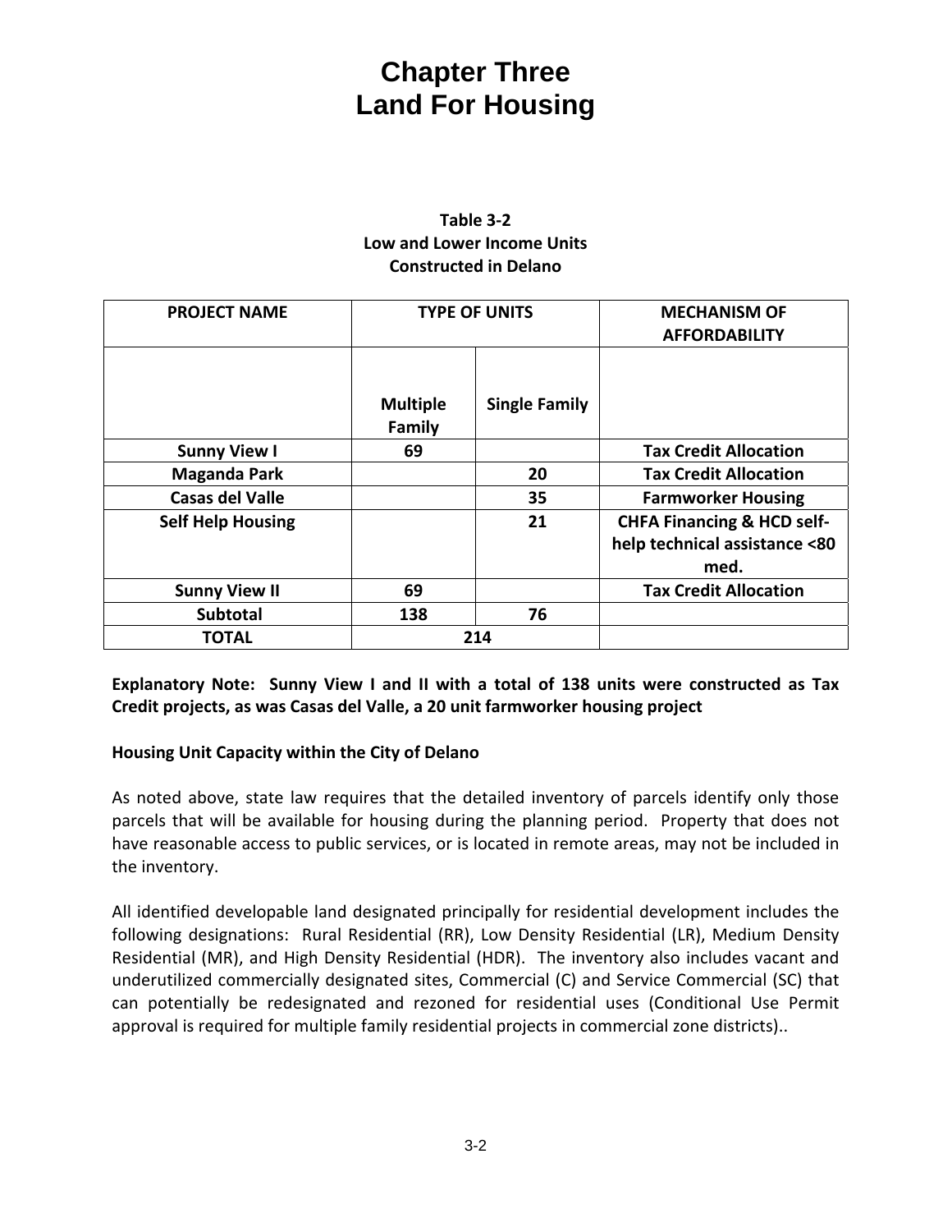# Chapter Three
# Land For Housing

**Table 3-2**
**Low and Lower Income Units**
**Constructed in Delano**

| PROJECT NAME | TYPE OF UNITS | | MECHANISM OF AFFORDABILITY |
|---|---|---|---|
| | Multiple Family | Single Family | |
| Sunny View I | 69 | | Tax Credit Allocation |
| Maganda Park | | 20 | Tax Credit Allocation |
| Casas del Valle | | 35 | Farmworker Housing |
| Self Help Housing | | 21 | CHFA Financing & HCD self-help technical assistance <80 med. |
| Sunny View II | 69 | | Tax Credit Allocation |
| Subtotal | 138 | 76 | |
| TOTAL | 214 | | |

**Explanatory Note: Sunny View I and II with a total of 138 units were constructed as Tax Credit projects, as was Casas del Valle, a 20 unit farmworker housing project**

**Housing Unit Capacity within the City of Delano**

As noted above, state law requires that the detailed inventory of parcels identify only those parcels that will be available for housing during the planning period. Property that does not have reasonable access to public services, or is located in remote areas, may not be included in the inventory.

All identified developable land designated principally for residential development includes the following designations: Rural Residential (RR), Low Density Residential (LR), Medium Density Residential (MR), and High Density Residential (HDR). The inventory also includes vacant and underutilized commercially designated sites, Commercial (C) and Service Commercial (SC) that can potentially be redesignated and rezoned for residential uses (Conditional Use Permit approval is required for multiple family residential projects in commercial zone districts)..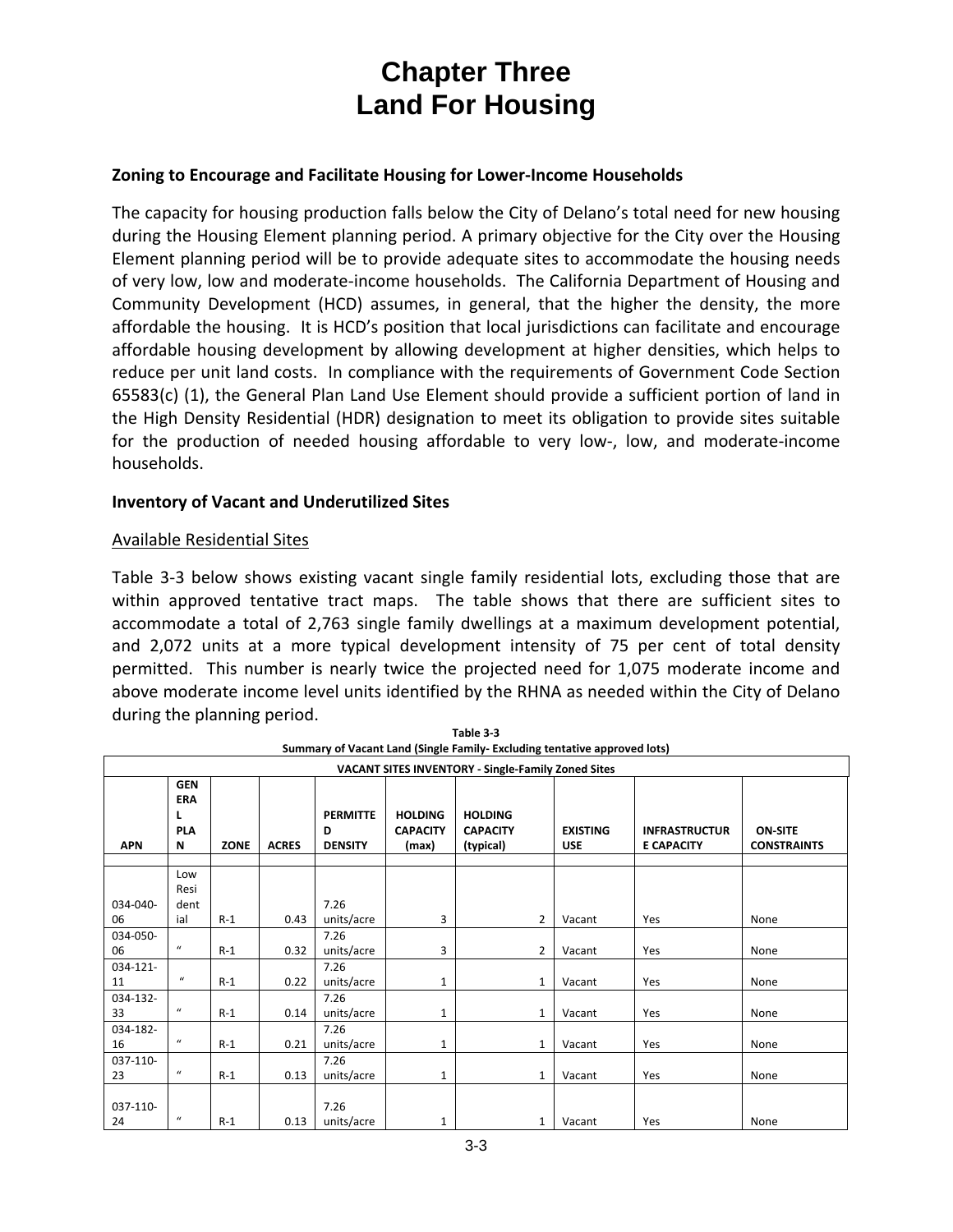# Chapter Three
# Land For Housing

**Zoning to Encourage and Facilitate Housing for Lower-Income Households**

The capacity for housing production falls below the City of Delano's total need for new housing during the Housing Element planning period. A primary objective for the City over the Housing Element planning period will be to provide adequate sites to accommodate the housing needs of very low, low and moderate-income households. The California Department of Housing and Community Development (HCD) assumes, in general, that the higher the density, the more affordable the housing. It is HCD's position that local jurisdictions can facilitate and encourage affordable housing development by allowing development at higher densities, which helps to reduce per unit land costs. In compliance with the requirements of Government Code Section 65583(c) (1), the General Plan Land Use Element should provide a sufficient portion of land in the High Density Residential (HDR) designation to meet its obligation to provide sites suitable for the production of needed housing affordable to very low-, low, and moderate-income households.

**Inventory of Vacant and Underutilized Sites**

Available Residential Sites

Table 3-3 below shows existing vacant single family residential lots, excluding those that are within approved tentative tract maps. The table shows that there are sufficient sites to accommodate a total of 2,763 single family dwellings at a maximum development potential, and 2,072 units at a more typical development intensity of 75 per cent of total density permitted. This number is nearly twice the projected need for 1,075 moderate income and above moderate income level units identified by the RHNA as needed within the City of Delano during the planning period.

**Table 3-3**
**Summary of Vacant Land (Single Family- Excluding tentative approved lots)**

| VACANT SITES INVENTORY - Single-Family Zoned Sites | | | | | | | | | |
|---|---|---|---|---|---|---|---|---|---|
| **APN** | **GENERAL PLAN** | **ZONE** | **ACRES** | **PERMITTED DENSITY** | **HOLDING CAPACITY (max)** | **HOLDING CAPACITY (typical)** | **EXISTING USE** | **INFRASTRUCTURE CAPACITY** | **ON-SITE CONSTRAINTS** |
| | | | | | | | | | |
| 034-040-06 | Low Residential | R-1 | 0.43 | 7.26 units/acre | 3 | 2 | Vacant | Yes | None |
| 034-050-06 | " | R-1 | 0.32 | 7.26 units/acre | 3 | 2 | Vacant | Yes | None |
| 034-121-11 | " | R-1 | 0.22 | 7.26 units/acre | 1 | 1 | Vacant | Yes | None |
| 034-132-33 | " | R-1 | 0.14 | 7.26 units/acre | 1 | 1 | Vacant | Yes | None |
| 034-182-16 | " | R-1 | 0.21 | 7.26 units/acre | 1 | 1 | Vacant | Yes | None |
| 037-110-23 | " | R-1 | 0.13 | 7.26 units/acre | 1 | 1 | Vacant | Yes | None |
| 037-110-24 | " | R-1 | 0.13 | 7.26 units/acre | 1 | 1 | Vacant | Yes | None |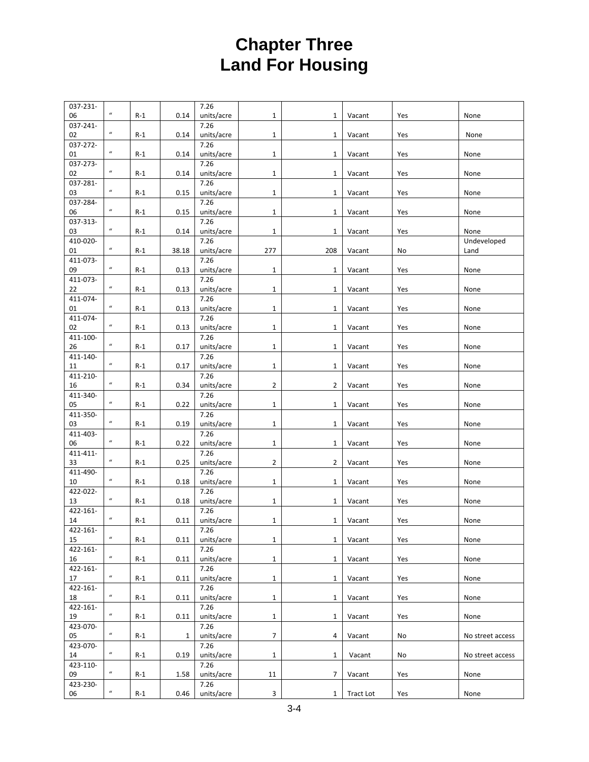# Chapter Three
# Land For Housing

| | | | | | | | | | |
|---|---|---|---|---|---|---|---|---|---|
| 037-231-06 | " | R-1 | 0.14 | 7.26 units/acre | 1 | 1 | Vacant | Yes | None |
| 037-241-02 | " | R-1 | 0.14 | 7.26 units/acre | 1 | 1 | Vacant | Yes | None |
| 037-272-01 | " | R-1 | 0.14 | 7.26 units/acre | 1 | 1 | Vacant | Yes | None |
| 037-273-02 | " | R-1 | 0.14 | 7.26 units/acre | 1 | 1 | Vacant | Yes | None |
| 037-281-03 | " | R-1 | 0.15 | 7.26 units/acre | 1 | 1 | Vacant | Yes | None |
| 037-284-06 | " | R-1 | 0.15 | 7.26 units/acre | 1 | 1 | Vacant | Yes | None |
| 037-313-03 | " | R-1 | 0.14 | 7.26 units/acre | 1 | 1 | Vacant | Yes | None |
| 410-020-01 | " | R-1 | 38.18 | 7.26 units/acre | 277 | 208 | Vacant | No | Undeveloped Land |
| 411-073-09 | " | R-1 | 0.13 | 7.26 units/acre | 1 | 1 | Vacant | Yes | None |
| 411-073-22 | " | R-1 | 0.13 | 7.26 units/acre | 1 | 1 | Vacant | Yes | None |
| 411-074-01 | " | R-1 | 0.13 | 7.26 units/acre | 1 | 1 | Vacant | Yes | None |
| 411-074-02 | " | R-1 | 0.13 | 7.26 units/acre | 1 | 1 | Vacant | Yes | None |
| 411-100-26 | " | R-1 | 0.17 | 7.26 units/acre | 1 | 1 | Vacant | Yes | None |
| 411-140-11 | " | R-1 | 0.17 | 7.26 units/acre | 1 | 1 | Vacant | Yes | None |
| 411-210-16 | " | R-1 | 0.34 | 7.26 units/acre | 2 | 2 | Vacant | Yes | None |
| 411-340-05 | " | R-1 | 0.22 | 7.26 units/acre | 1 | 1 | Vacant | Yes | None |
| 411-350-03 | " | R-1 | 0.19 | 7.26 units/acre | 1 | 1 | Vacant | Yes | None |
| 411-403-06 | " | R-1 | 0.22 | 7.26 units/acre | 1 | 1 | Vacant | Yes | None |
| 411-411-33 | " | R-1 | 0.25 | 7.26 units/acre | 2 | 2 | Vacant | Yes | None |
| 411-490-10 | " | R-1 | 0.18 | 7.26 units/acre | 1 | 1 | Vacant | Yes | None |
| 422-022-13 | " | R-1 | 0.18 | 7.26 units/acre | 1 | 1 | Vacant | Yes | None |
| 422-161-14 | " | R-1 | 0.11 | 7.26 units/acre | 1 | 1 | Vacant | Yes | None |
| 422-161-15 | " | R-1 | 0.11 | 7.26 units/acre | 1 | 1 | Vacant | Yes | None |
| 422-161-16 | " | R-1 | 0.11 | 7.26 units/acre | 1 | 1 | Vacant | Yes | None |
| 422-161-17 | " | R-1 | 0.11 | 7.26 units/acre | 1 | 1 | Vacant | Yes | None |
| 422-161-18 | " | R-1 | 0.11 | 7.26 units/acre | 1 | 1 | Vacant | Yes | None |
| 422-161-19 | " | R-1 | 0.11 | 7.26 units/acre | 1 | 1 | Vacant | Yes | None |
| 423-070-05 | " | R-1 | 1 | 7.26 units/acre | 7 | 4 | Vacant | No | No street access |
| 423-070-14 | " | R-1 | 0.19 | 7.26 units/acre | 1 | 1 | Vacant | No | No street access |
| 423-110-09 | " | R-1 | 1.58 | 7.26 units/acre | 11 | 7 | Vacant | Yes | None |
| 423-230-06 | " | R-1 | 0.46 | 7.26 units/acre | 3 | 1 | Tract Lot | Yes | None |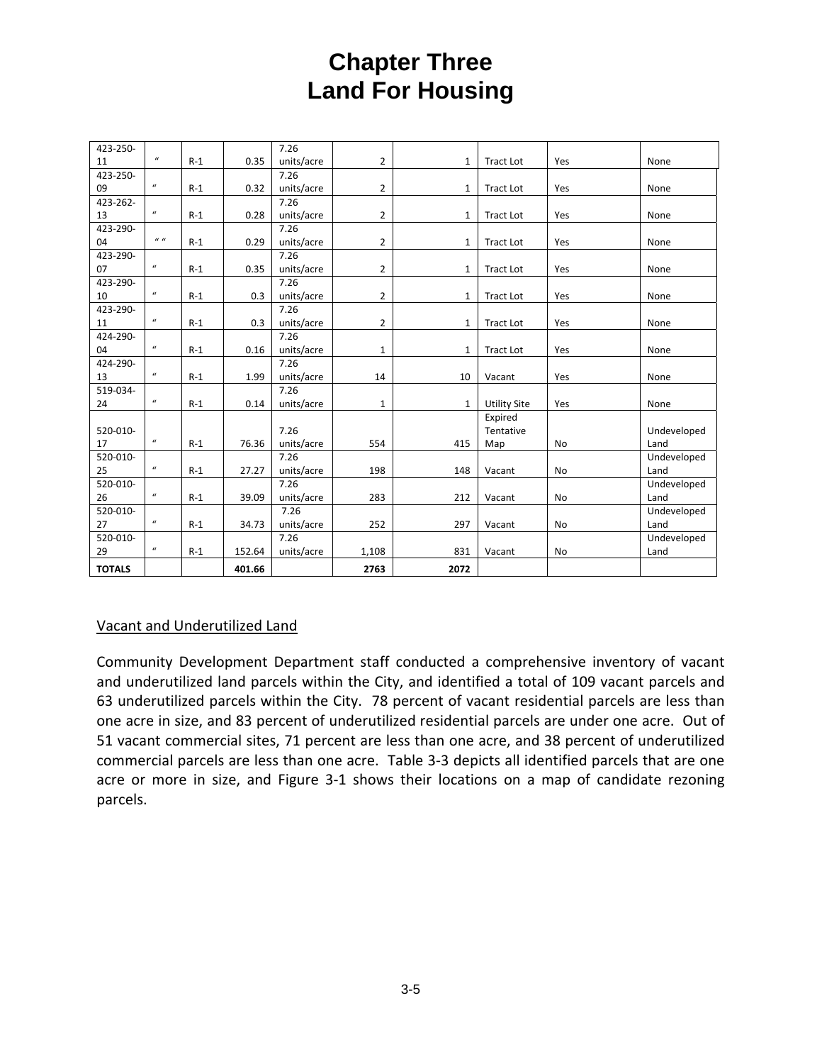# Chapter Three
# Land For Housing

| 423-250-11 | " | R-1 | 0.35 | 7.26 units/acre | 2 | 1 | Tract Lot | Yes | None |
|---|---|---|---|---|---|---|---|---|---|
| 423-250-09 | " | R-1 | 0.32 | 7.26 units/acre | 2 | 1 | Tract Lot | Yes | None |
| 423-262-13 | " | R-1 | 0.28 | 7.26 units/acre | 2 | 1 | Tract Lot | Yes | None |
| 423-290-04 | " " | R-1 | 0.29 | 7.26 units/acre | 2 | 1 | Tract Lot | Yes | None |
| 423-290-07 | " | R-1 | 0.35 | 7.26 units/acre | 2 | 1 | Tract Lot | Yes | None |
| 423-290-10 | " | R-1 | 0.3 | 7.26 units/acre | 2 | 1 | Tract Lot | Yes | None |
| 423-290-11 | " | R-1 | 0.3 | 7.26 units/acre | 2 | 1 | Tract Lot | Yes | None |
| 424-290-04 | " | R-1 | 0.16 | 7.26 units/acre | 1 | 1 | Tract Lot | Yes | None |
| 424-290-13 | " | R-1 | 1.99 | 7.26 units/acre | 14 | 10 | Vacant | Yes | None |
| 519-034-24 | " | R-1 | 0.14 | 7.26 units/acre | 1 | 1 | Utility Site | Yes | None |
| 520-010-17 | " | R-1 | 76.36 | 7.26 units/acre | 554 | 415 | Expired Tentative Map | No | Undeveloped Land |
| 520-010-25 | " | R-1 | 27.27 | 7.26 units/acre | 198 | 148 | Vacant | No | Undeveloped Land |
| 520-010-26 | " | R-1 | 39.09 | 7.26 units/acre | 283 | 212 | Vacant | No | Undeveloped Land |
| 520-010-27 | " | R-1 | 34.73 | 7.26 units/acre | 252 | 297 | Vacant | No | Undeveloped Land |
| 520-010-29 | " | R-1 | 152.64 | 7.26 units/acre | 1,108 | 831 | Vacant | No | Undeveloped Land |
| **TOTALS** | | | **401.66** | | **2763** | **2072** | | | |

## Vacant and Underutilized Land

Community Development Department staff conducted a comprehensive inventory of vacant and underutilized land parcels within the City, and identified a total of 109 vacant parcels and 63 underutilized parcels within the City. 78 percent of vacant residential parcels are less than one acre in size, and 83 percent of underutilized residential parcels are under one acre. Out of 51 vacant commercial sites, 71 percent are less than one acre, and 38 percent of underutilized commercial parcels are less than one acre. Table 3-3 depicts all identified parcels that are one acre or more in size, and Figure 3-1 shows their locations on a map of candidate rezoning parcels.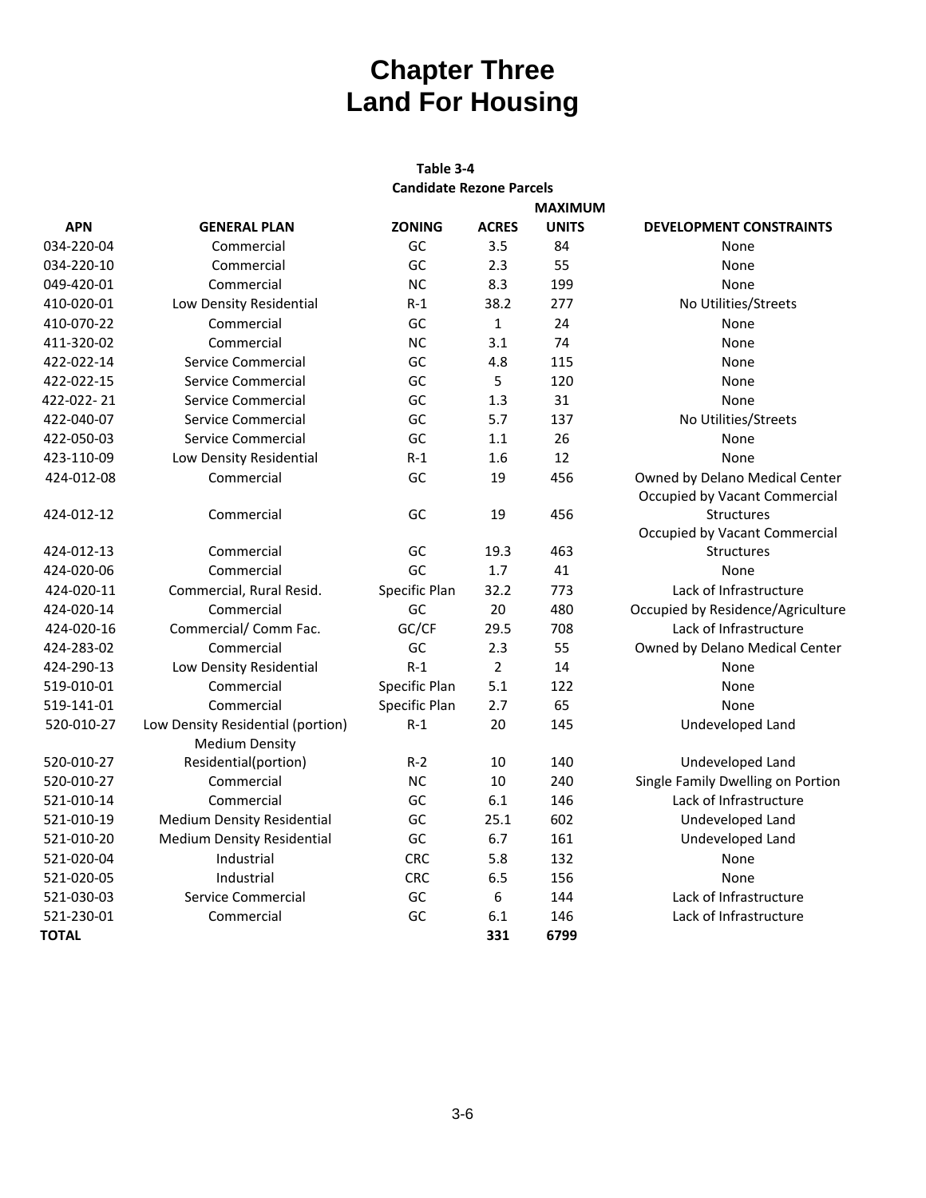# Chapter Three
# Land For Housing

**Table 3-4**
**Candidate Rezone Parcels**

| APN | GENERAL PLAN | ZONING | ACRES | MAXIMUM UNITS | DEVELOPMENT CONSTRAINTS |
|---|---|---|---|---|---|
| 034-220-04 | Commercial | GC | 3.5 | 84 | None |
| 034-220-10 | Commercial | GC | 2.3 | 55 | None |
| 049-420-01 | Commercial | NC | 8.3 | 199 | None |
| 410-020-01 | Low Density Residential | R-1 | 38.2 | 277 | No Utilities/Streets |
| 410-070-22 | Commercial | GC | 1 | 24 | None |
| 411-320-02 | Commercial | NC | 3.1 | 74 | None |
| 422-022-14 | Service Commercial | GC | 4.8 | 115 | None |
| 422-022-15 | Service Commercial | GC | 5 | 120 | None |
| 422-022- 21 | Service Commercial | GC | 1.3 | 31 | None |
| 422-040-07 | Service Commercial | GC | 5.7 | 137 | No Utilities/Streets |
| 422-050-03 | Service Commercial | GC | 1.1 | 26 | None |
| 423-110-09 | Low Density Residential | R-1 | 1.6 | 12 | None |
| 424-012-08 | Commercial | GC | 19 | 456 | Owned by Delano Medical Center |
| 424-012-12 | Commercial | GC | 19 | 456 | Occupied by Vacant Commercial Structures |
| 424-012-13 | Commercial | GC | 19.3 | 463 | Occupied by Vacant Commercial Structures |
| 424-020-06 | Commercial | GC | 1.7 | 41 | None |
| 424-020-11 | Commercial, Rural Resid. | Specific Plan | 32.2 | 773 | Lack of Infrastructure |
| 424-020-14 | Commercial | GC | 20 | 480 | Occupied by Residence/Agriculture |
| 424-020-16 | Commercial/ Comm Fac. | GC/CF | 29.5 | 708 | Lack of Infrastructure |
| 424-283-02 | Commercial | GC | 2.3 | 55 | Owned by Delano Medical Center |
| 424-290-13 | Low Density Residential | R-1 | 2 | 14 | None |
| 519-010-01 | Commercial | Specific Plan | 5.1 | 122 | None |
| 519-141-01 | Commercial | Specific Plan | 2.7 | 65 | None |
| 520-010-27 | Low Density Residential (portion) | R-1 | 20 | 145 | Undeveloped Land |
| 520-010-27 | Medium Density Residential(portion) | R-2 | 10 | 140 | Undeveloped Land |
| 520-010-27 | Commercial | NC | 10 | 240 | Single Family Dwelling on Portion |
| 521-010-14 | Commercial | GC | 6.1 | 146 | Lack of Infrastructure |
| 521-010-19 | Medium Density Residential | GC | 25.1 | 602 | Undeveloped Land |
| 521-010-20 | Medium Density Residential | GC | 6.7 | 161 | Undeveloped Land |
| 521-020-04 | Industrial | CRC | 5.8 | 132 | None |
| 521-020-05 | Industrial | CRC | 6.5 | 156 | None |
| 521-030-03 | Service Commercial | GC | 6 | 144 | Lack of Infrastructure |
| 521-230-01 | Commercial | GC | 6.1 | 146 | Lack of Infrastructure |
| **TOTAL** | | | **331** | **6799** | |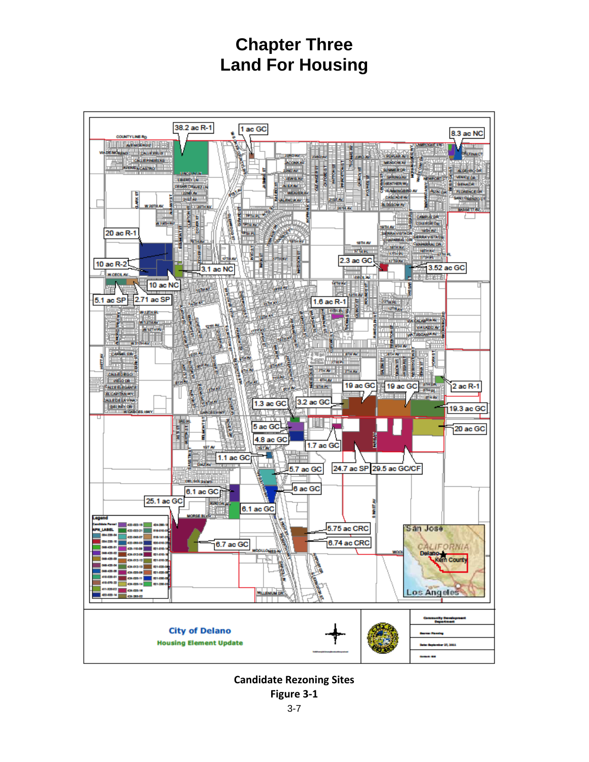# Chapter Three
# Land For Housing

**Candidate Rezoning Sites**
**Figure 3-1**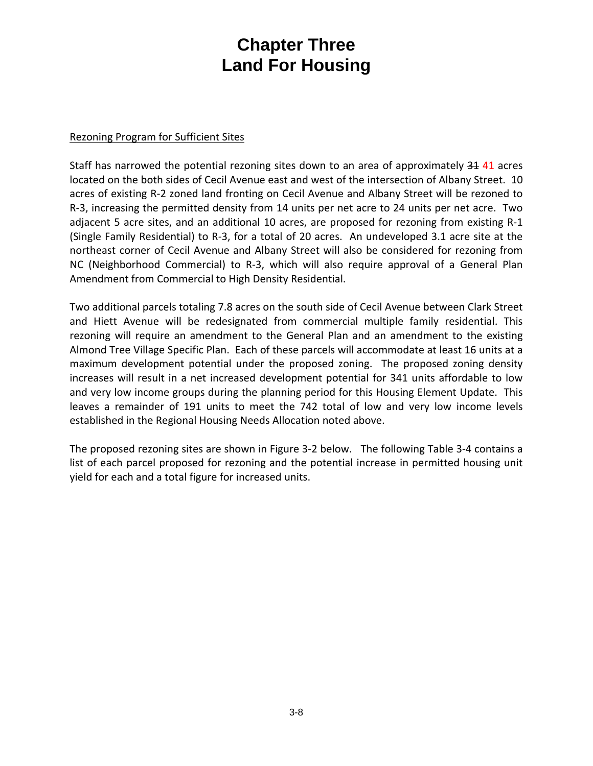# Chapter Three
# Land For Housing

Rezoning Program for Sufficient Sites

Staff has narrowed the potential rezoning sites down to an area of approximately ~~31~~ 41 acres located on the both sides of Cecil Avenue east and west of the intersection of Albany Street. 10 acres of existing R-2 zoned land fronting on Cecil Avenue and Albany Street will be rezoned to R-3, increasing the permitted density from 14 units per net acre to 24 units per net acre. Two adjacent 5 acre sites, and an additional 10 acres, are proposed for rezoning from existing R-1 (Single Family Residential) to R-3, for a total of 20 acres. An undeveloped 3.1 acre site at the northeast corner of Cecil Avenue and Albany Street will also be considered for rezoning from NC (Neighborhood Commercial) to R-3, which will also require approval of a General Plan Amendment from Commercial to High Density Residential.

Two additional parcels totaling 7.8 acres on the south side of Cecil Avenue between Clark Street and Hiett Avenue will be redesignated from commercial multiple family residential. This rezoning will require an amendment to the General Plan and an amendment to the existing Almond Tree Village Specific Plan. Each of these parcels will accommodate at least 16 units at a maximum development potential under the proposed zoning. The proposed zoning density increases will result in a net increased development potential for 341 units affordable to low and very low income groups during the planning period for this Housing Element Update. This leaves a remainder of 191 units to meet the 742 total of low and very low income levels established in the Regional Housing Needs Allocation noted above.

The proposed rezoning sites are shown in Figure 3-2 below. The following Table 3-4 contains a list of each parcel proposed for rezoning and the potential increase in permitted housing unit yield for each and a total figure for increased units.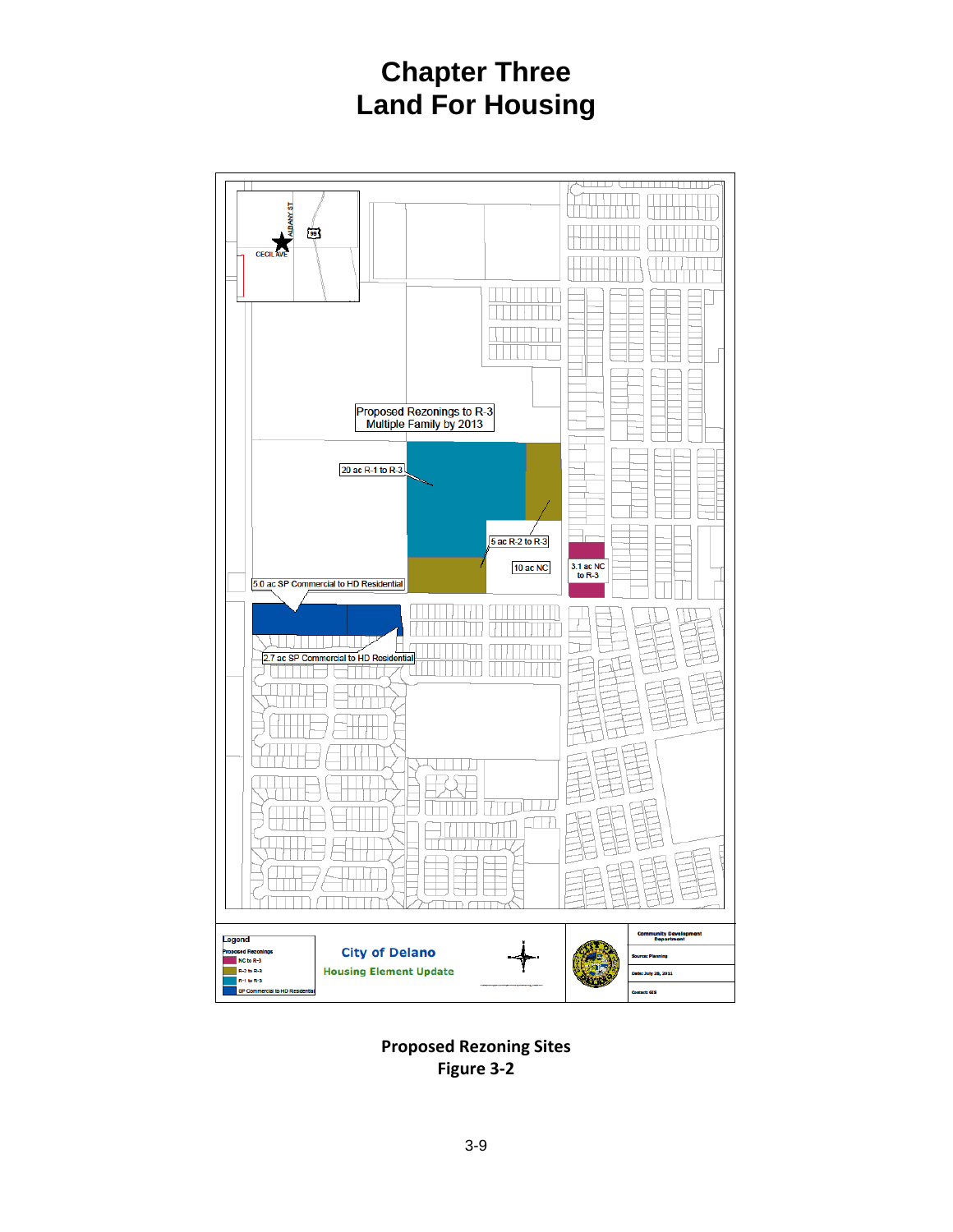# Chapter Three
# Land For Housing

**Proposed Rezoning Sites**
**Figure 3-2**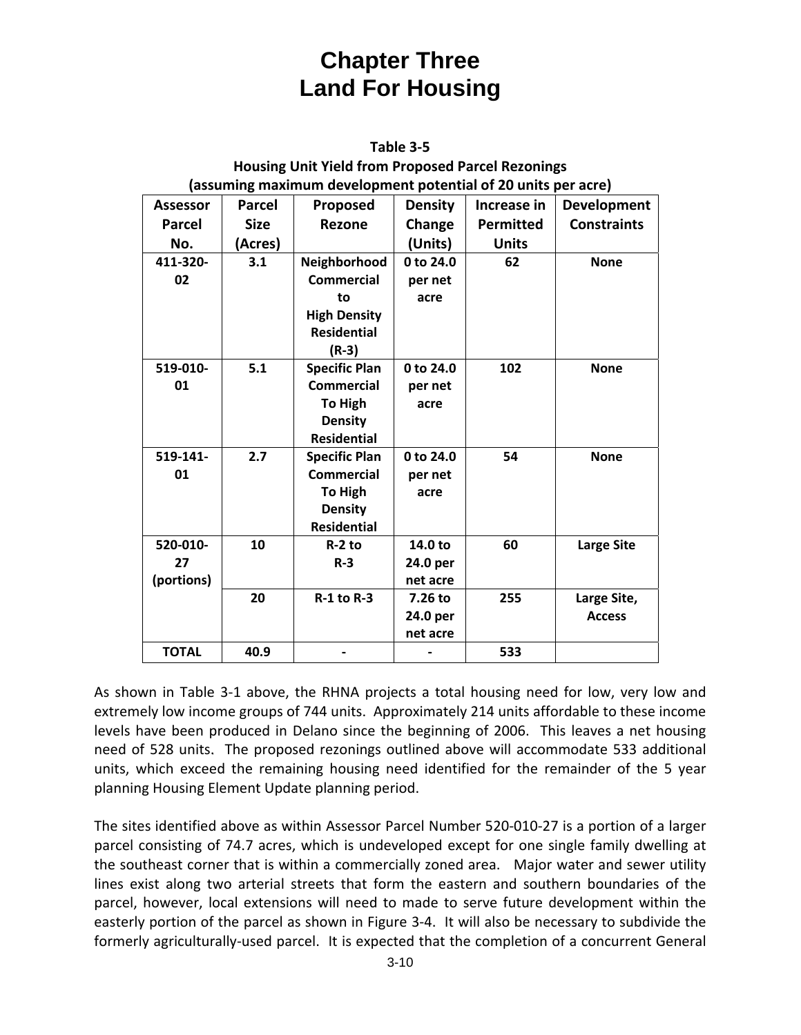# Chapter Three
# Land For Housing

**Table 3-5**
**Housing Unit Yield from Proposed Parcel Rezonings**
**(assuming maximum development potential of 20 units per acre)**

| Assessor Parcel No. | Parcel Size (Acres) | Proposed Rezone | Density Change (Units) | Increase in Permitted Units | Development Constraints |
|---|---|---|---|---|---|
| 411-320-02 | 3.1 | Neighborhood Commercial to High Density Residential (R-3) | 0 to 24.0 per net acre | 62 | None |
| 519-010-01 | 5.1 | Specific Plan Commercial To High Density Residential | 0 to 24.0 per net acre | 102 | None |
| 519-141-01 | 2.7 | Specific Plan Commercial To High Density Residential | 0 to 24.0 per net acre | 54 | None |
| 520-010-27 (portions) | 10 | R-2 to R-3 | 14.0 to 24.0 per net acre | 60 | Large Site |
| | 20 | R-1 to R-3 | 7.26 to 24.0 per net acre | 255 | Large Site, Access |
| **TOTAL** | **40.9** | - | - | **533** | |

As shown in Table 3-1 above, the RHNA projects a total housing need for low, very low and extremely low income groups of 744 units. Approximately 214 units affordable to these income levels have been produced in Delano since the beginning of 2006. This leaves a net housing need of 528 units. The proposed rezonings outlined above will accommodate 533 additional units, which exceed the remaining housing need identified for the remainder of the 5 year planning Housing Element Update planning period.

The sites identified above as within Assessor Parcel Number 520-010-27 is a portion of a larger parcel consisting of 74.7 acres, which is undeveloped except for one single family dwelling at the southeast corner that is within a commercially zoned area. Major water and sewer utility lines exist along two arterial streets that form the eastern and southern boundaries of the parcel, however, local extensions will need to made to serve future development within the easterly portion of the parcel as shown in Figure 3-4. It will also be necessary to subdivide the formerly agriculturally-used parcel. It is expected that the completion of a concurrent General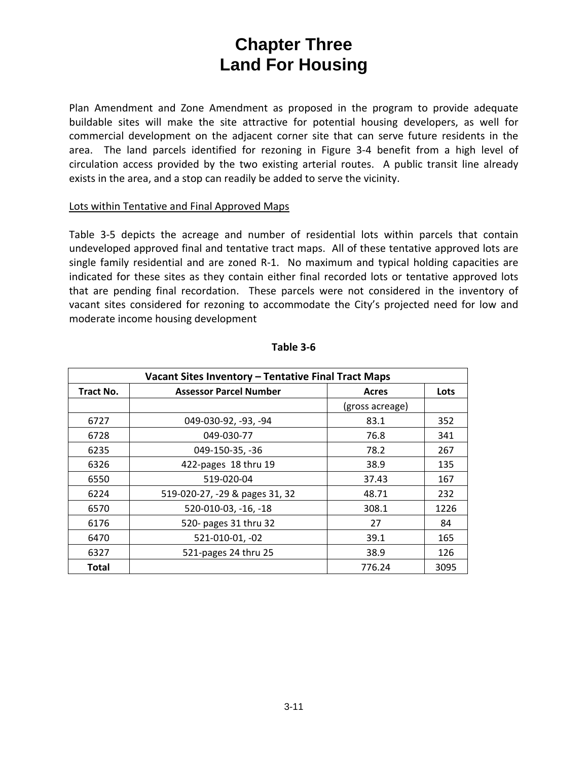# Chapter Three
# Land For Housing

Plan Amendment and Zone Amendment as proposed in the program to provide adequate buildable sites will make the site attractive for potential housing developers, as well for commercial development on the adjacent corner site that can serve future residents in the area. The land parcels identified for rezoning in Figure 3-4 benefit from a high level of circulation access provided by the two existing arterial routes. A public transit line already exists in the area, and a stop can readily be added to serve the vicinity.

Lots within Tentative and Final Approved Maps

Table 3-5 depicts the acreage and number of residential lots within parcels that contain undeveloped approved final and tentative tract maps. All of these tentative approved lots are single family residential and are zoned R-1. No maximum and typical holding capacities are indicated for these sites as they contain either final recorded lots or tentative approved lots that are pending final recordation. These parcels were not considered in the inventory of vacant sites considered for rezoning to accommodate the City's projected need for low and moderate income housing development

**Table 3-6**

| **Vacant Sites Inventory – Tentative Final Tract Maps** | | | |
|---|---|---|---|
| **Tract No.** | **Assessor Parcel Number** | **Acres** | **Lots** |
| | | (gross acreage) | |
| 6727 | 049-030-92, -93, -94 | 83.1 | 352 |
| 6728 | 049-030-77 | 76.8 | 341 |
| 6235 | 049-150-35, -36 | 78.2 | 267 |
| 6326 | 422-pages 18 thru 19 | 38.9 | 135 |
| 6550 | 519-020-04 | 37.43 | 167 |
| 6224 | 519-020-27, -29 & pages 31, 32 | 48.71 | 232 |
| 6570 | 520-010-03, -16, -18 | 308.1 | 1226 |
| 6176 | 520- pages 31 thru 32 | 27 | 84 |
| 6470 | 521-010-01, -02 | 39.1 | 165 |
| 6327 | 521-pages 24 thru 25 | 38.9 | 126 |
| **Total** | | 776.24 | 3095 |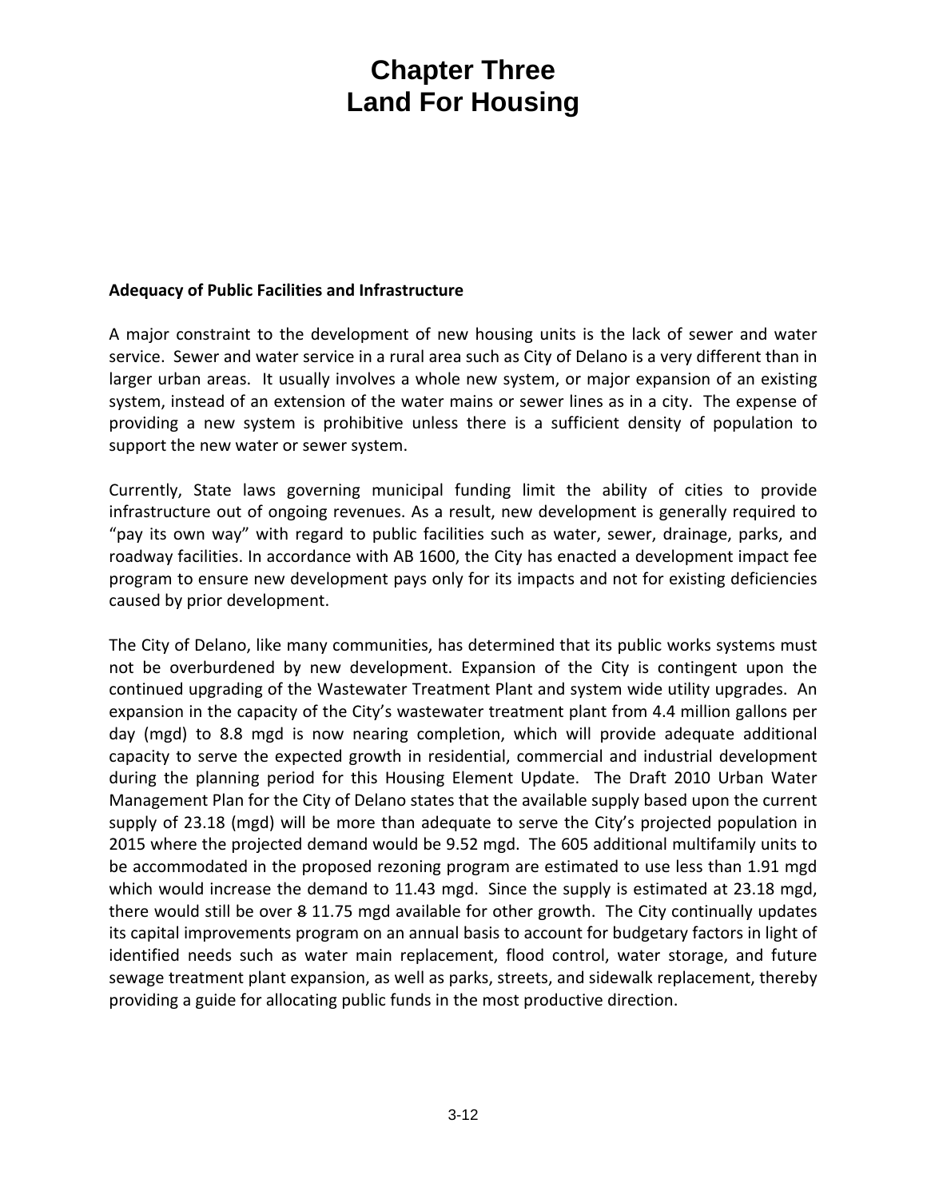**Adequacy of Public Facilities and Infrastructure**

A major constraint to the development of new housing units is the lack of sewer and water service. Sewer and water service in a rural area such as City of Delano is a very different than in larger urban areas. It usually involves a whole new system, or major expansion of an existing system, instead of an extension of the water mains or sewer lines as in a city. The expense of providing a new system is prohibitive unless there is a sufficient density of population to support the new water or sewer system.

Currently, State laws governing municipal funding limit the ability of cities to provide infrastructure out of ongoing revenues. As a result, new development is generally required to "pay its own way" with regard to public facilities such as water, sewer, drainage, parks, and roadway facilities. In accordance with AB 1600, the City has enacted a development impact fee program to ensure new development pays only for its impacts and not for existing deficiencies caused by prior development.

The City of Delano, like many communities, has determined that its public works systems must not be overburdened by new development. Expansion of the City is contingent upon the continued upgrading of the Wastewater Treatment Plant and system wide utility upgrades. An expansion in the capacity of the City's wastewater treatment plant from 4.4 million gallons per day (mgd) to 8.8 mgd is now nearing completion, which will provide adequate additional capacity to serve the expected growth in residential, commercial and industrial development during the planning period for this Housing Element Update. The Draft 2010 Urban Water Management Plan for the City of Delano states that the available supply based upon the current supply of 23.18 (mgd) will be more than adequate to serve the City's projected population in 2015 where the projected demand would be 9.52 mgd. The 605 additional multifamily units to be accommodated in the proposed rezoning program are estimated to use less than 1.91 mgd which would increase the demand to 11.43 mgd. Since the supply is estimated at 23.18 mgd, there would still be over ~~8~~ 11.75 mgd available for other growth. The City continually updates its capital improvements program on an annual basis to account for budgetary factors in light of identified needs such as water main replacement, flood control, water storage, and future sewage treatment plant expansion, as well as parks, streets, and sidewalk replacement, thereby providing a guide for allocating public funds in the most productive direction.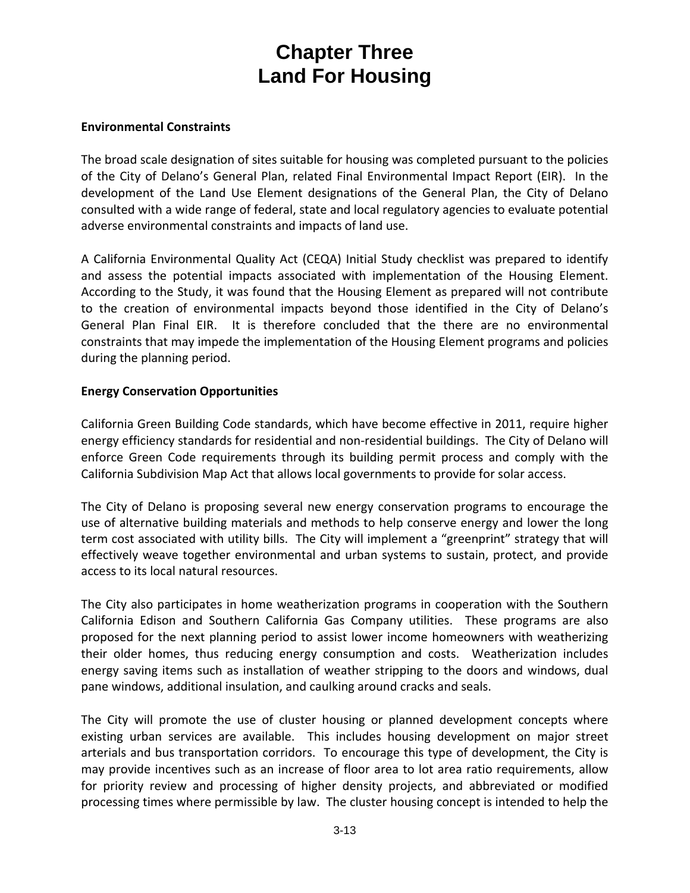# Chapter Three
# Land For Housing

**Environmental Constraints**

The broad scale designation of sites suitable for housing was completed pursuant to the policies of the City of Delano's General Plan, related Final Environmental Impact Report (EIR). In the development of the Land Use Element designations of the General Plan, the City of Delano consulted with a wide range of federal, state and local regulatory agencies to evaluate potential adverse environmental constraints and impacts of land use.

A California Environmental Quality Act (CEQA) Initial Study checklist was prepared to identify and assess the potential impacts associated with implementation of the Housing Element. According to the Study, it was found that the Housing Element as prepared will not contribute to the creation of environmental impacts beyond those identified in the City of Delano's General Plan Final EIR. It is therefore concluded that the there are no environmental constraints that may impede the implementation of the Housing Element programs and policies during the planning period.

**Energy Conservation Opportunities**

California Green Building Code standards, which have become effective in 2011, require higher energy efficiency standards for residential and non-residential buildings. The City of Delano will enforce Green Code requirements through its building permit process and comply with the California Subdivision Map Act that allows local governments to provide for solar access.

The City of Delano is proposing several new energy conservation programs to encourage the use of alternative building materials and methods to help conserve energy and lower the long term cost associated with utility bills. The City will implement a "greenprint" strategy that will effectively weave together environmental and urban systems to sustain, protect, and provide access to its local natural resources.

The City also participates in home weatherization programs in cooperation with the Southern California Edison and Southern California Gas Company utilities. These programs are also proposed for the next planning period to assist lower income homeowners with weatherizing their older homes, thus reducing energy consumption and costs. Weatherization includes energy saving items such as installation of weather stripping to the doors and windows, dual pane windows, additional insulation, and caulking around cracks and seals.

The City will promote the use of cluster housing or planned development concepts where existing urban services are available. This includes housing development on major street arterials and bus transportation corridors. To encourage this type of development, the City is may provide incentives such as an increase of floor area to lot area ratio requirements, allow for priority review and processing of higher density projects, and abbreviated or modified processing times where permissible by law. The cluster housing concept is intended to help the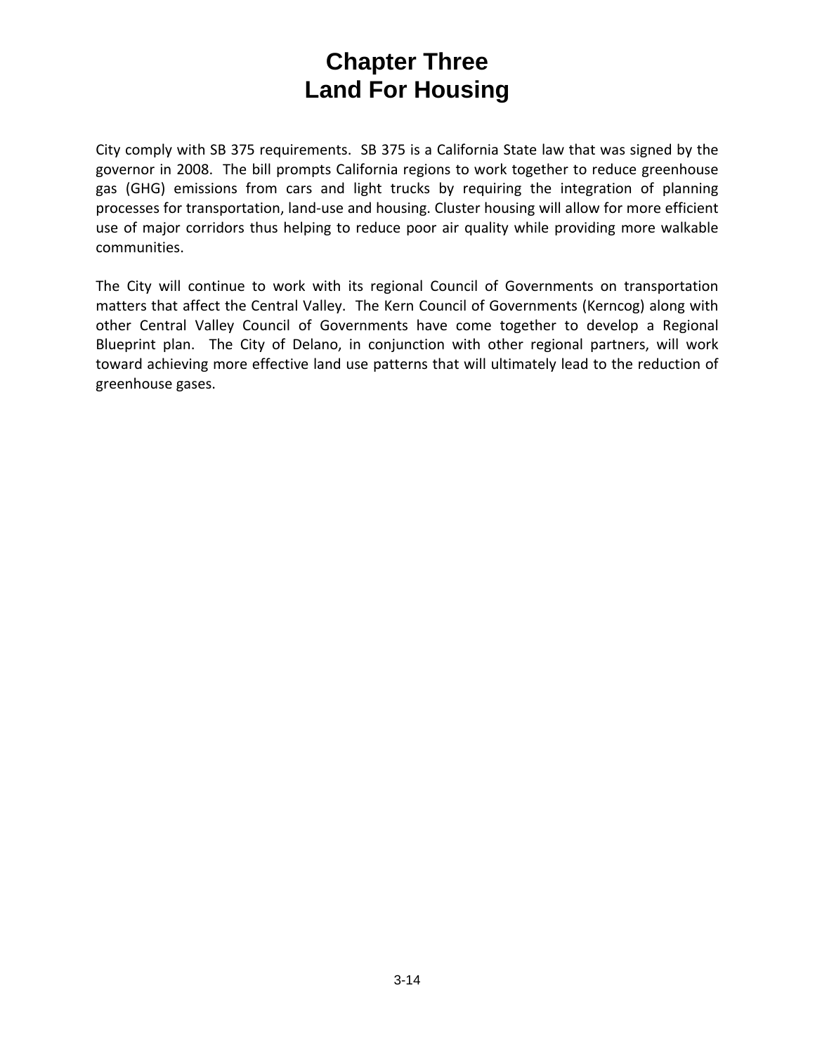# Chapter Three
# Land For Housing

City comply with SB 375 requirements. SB 375 is a California State law that was signed by the governor in 2008. The bill prompts California regions to work together to reduce greenhouse gas (GHG) emissions from cars and light trucks by requiring the integration of planning processes for transportation, land-use and housing. Cluster housing will allow for more efficient use of major corridors thus helping to reduce poor air quality while providing more walkable communities.

The City will continue to work with its regional Council of Governments on transportation matters that affect the Central Valley. The Kern Council of Governments (Kerncog) along with other Central Valley Council of Governments have come together to develop a Regional Blueprint plan. The City of Delano, in conjunction with other regional partners, will work toward achieving more effective land use patterns that will ultimately lead to the reduction of greenhouse gases.